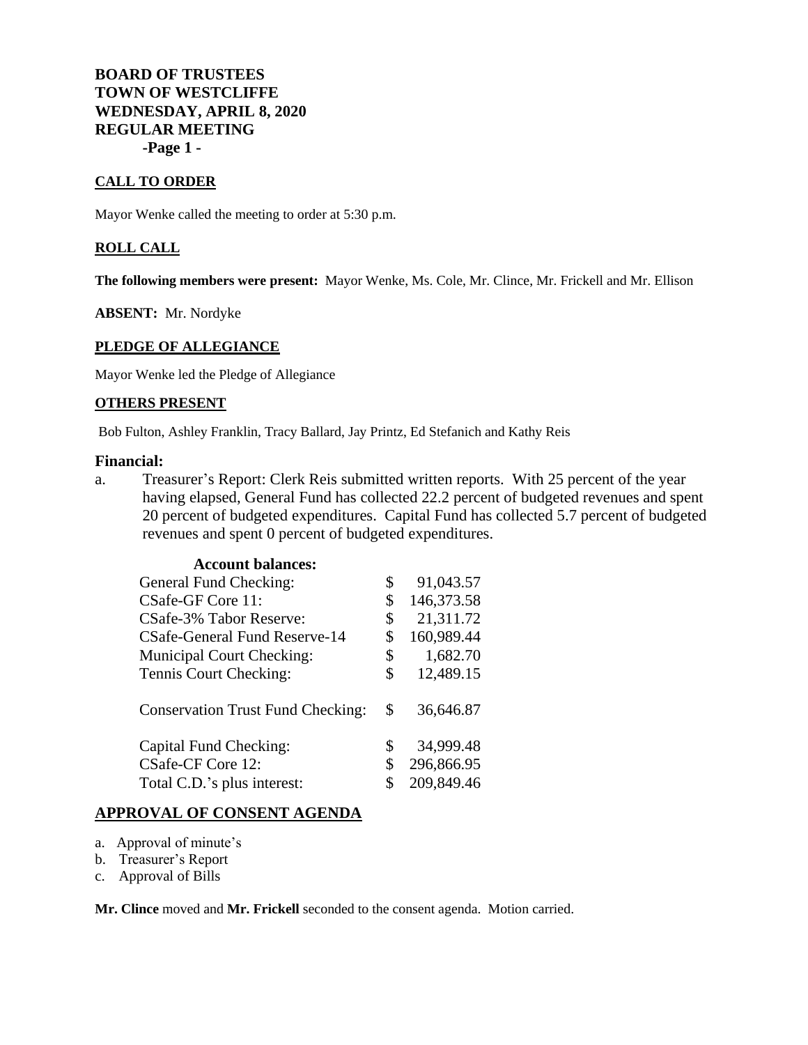**BOARD OF TRUSTEES**
**TOWN OF WESTCLIFFE**
**WEDNESDAY, APRIL 8, 2020**
**REGULAR MEETING**

## CALL TO ORDER

Mayor Wenke called the meeting to order at 5:30 p.m.

## ROLL CALL

**The following members were present:** Mayor Wenke, Ms. Cole, Mr. Clince, Mr. Frickell and Mr. Ellison

**ABSENT:** Mr. Nordyke

## PLEDGE OF ALLEGIANCE

Mayor Wenke led the Pledge of Allegiance

## OTHERS PRESENT

Bob Fulton, Ashley Franklin, Tracy Ballard, Jay Printz, Ed Stefanich and Kathy Reis

## Financial:

a. Treasurer's Report: Clerk Reis submitted written reports. With 25 percent of the year having elapsed, General Fund has collected 22.2 percent of budgeted revenues and spent 20 percent of budgeted expenditures. Capital Fund has collected 5.7 percent of budgeted revenues and spent 0 percent of budgeted expenditures.

**Account balances:**

| Account | | Balance |
|---|---|---|
| General Fund Checking: | $ | 91,043.57 |
| CSafe-GF Core 11: | $ | 146,373.58 |
| CSafe-3% Tabor Reserve: | $ | 21,311.72 |
| CSafe-General Fund Reserve-14 | $ | 160,989.44 |
| Municipal Court Checking: | $ | 1,682.70 |
| Tennis Court Checking: | $ | 12,489.15 |
| Conservation Trust Fund Checking: | $ | 36,646.87 |
| Capital Fund Checking: | $ | 34,999.48 |
| CSafe-CF Core 12: | $ | 296,866.95 |
| Total C.D.'s plus interest: | $ | 209,849.46 |

## APPROVAL OF CONSENT AGENDA

a. Approval of minute's
b. Treasurer's Report
c. Approval of Bills

**Mr. Clince** moved and **Mr. Frickell** seconded to the consent agenda. Motion carried.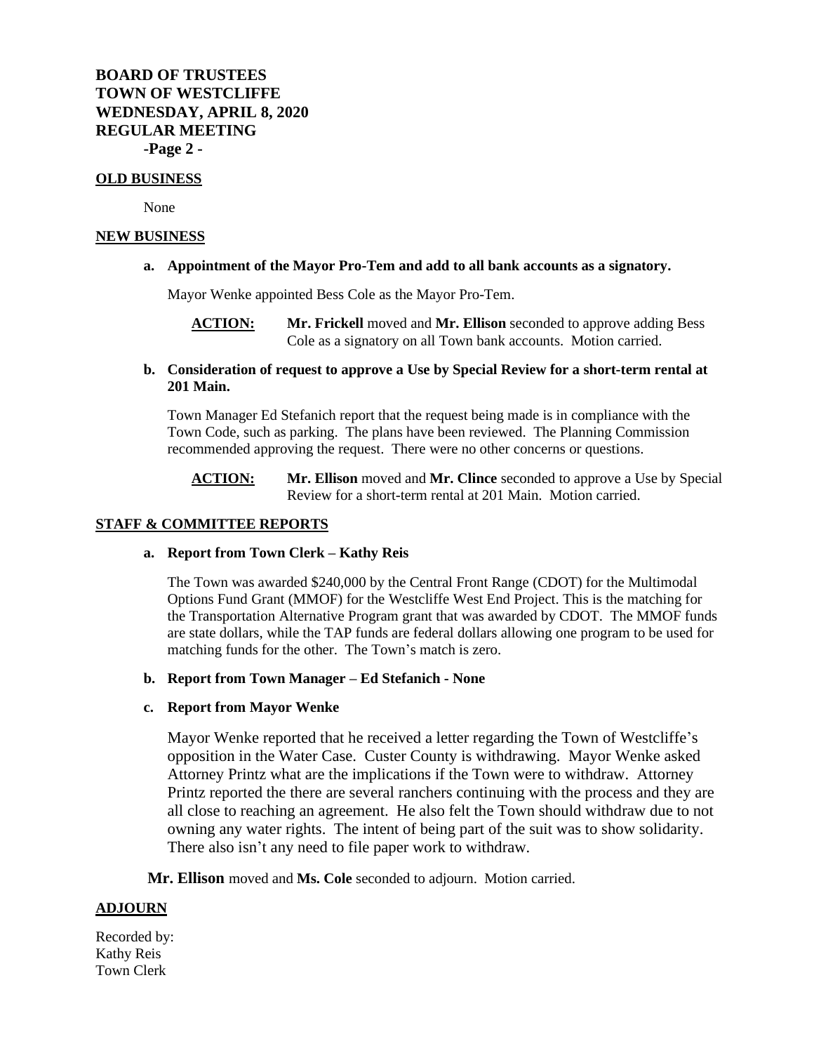**BOARD OF TRUSTEES**
**TOWN OF WESTCLIFFE**
**WEDNESDAY, APRIL 8, 2020**
**REGULAR MEETING**
**-Page 2 -**

## OLD BUSINESS

None

## NEW BUSINESS

**a. Appointment of the Mayor Pro-Tem and add to all bank accounts as a signatory.**

Mayor Wenke appointed Bess Cole as the Mayor Pro-Tem.

**ACTION:** **Mr. Frickell** moved and **Mr. Ellison** seconded to approve adding Bess Cole as a signatory on all Town bank accounts. Motion carried.

**b. Consideration of request to approve a Use by Special Review for a short-term rental at 201 Main.**

Town Manager Ed Stefanich report that the request being made is in compliance with the Town Code, such as parking. The plans have been reviewed. The Planning Commission recommended approving the request. There were no other concerns or questions.

**ACTION:** **Mr. Ellison** moved and **Mr. Clince** seconded to approve a Use by Special Review for a short-term rental at 201 Main. Motion carried.

## STAFF & COMMITTEE REPORTS

**a. Report from Town Clerk – Kathy Reis**

The Town was awarded $240,000 by the Central Front Range (CDOT) for the Multimodal Options Fund Grant (MMOF) for the Westcliffe West End Project. This is the matching for the Transportation Alternative Program grant that was awarded by CDOT. The MMOF funds are state dollars, while the TAP funds are federal dollars allowing one program to be used for matching funds for the other. The Town's match is zero.

**b. Report from Town Manager – Ed Stefanich - None**

**c. Report from Mayor Wenke**

Mayor Wenke reported that he received a letter regarding the Town of Westcliffe's opposition in the Water Case. Custer County is withdrawing. Mayor Wenke asked Attorney Printz what are the implications if the Town were to withdraw. Attorney Printz reported the there are several ranchers continuing with the process and they are all close to reaching an agreement. He also felt the Town should withdraw due to not owning any water rights. The intent of being part of the suit was to show solidarity. There also isn't any need to file paper work to withdraw.

**Mr. Ellison** moved and **Ms. Cole** seconded to adjourn. Motion carried.

## ADJOURN

Recorded by:
Kathy Reis
Town Clerk